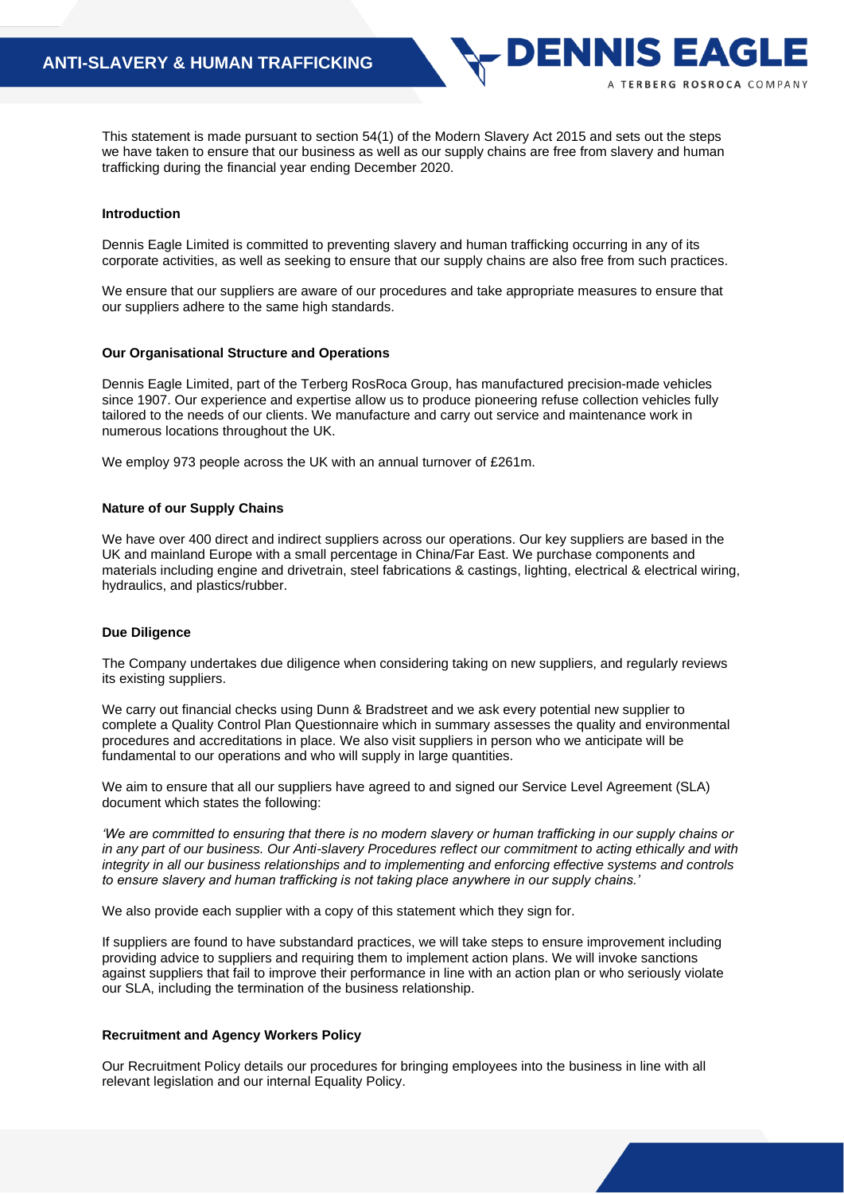# ANTI-SLAVERY & HUMAN TRAFFICKING

This statement is made pursuant to section 54(1) of the Modern Slavery Act 2015 and sets out the steps we have taken to ensure that our business as well as our supply chains are free from slavery and human trafficking during the financial year ending December 2020.

## Introduction

Dennis Eagle Limited is committed to preventing slavery and human trafficking occurring in any of its corporate activities, as well as seeking to ensure that our supply chains are also free from such practices.

We ensure that our suppliers are aware of our procedures and take appropriate measures to ensure that our suppliers adhere to the same high standards.

## Our Organisational Structure and Operations

Dennis Eagle Limited, part of the Terberg RosRoca Group, has manufactured precision-made vehicles since 1907. Our experience and expertise allow us to produce pioneering refuse collection vehicles fully tailored to the needs of our clients. We manufacture and carry out service and maintenance work in numerous locations throughout the UK.

We employ 973 people across the UK with an annual turnover of £261m.

## Nature of our Supply Chains

We have over 400 direct and indirect suppliers across our operations. Our key suppliers are based in the UK and mainland Europe with a small percentage in China/Far East. We purchase components and materials including engine and drivetrain, steel fabrications & castings, lighting, electrical & electrical wiring, hydraulics, and plastics/rubber.

## Due Diligence

The Company undertakes due diligence when considering taking on new suppliers, and regularly reviews its existing suppliers.

We carry out financial checks using Dunn & Bradstreet and we ask every potential new supplier to complete a Quality Control Plan Questionnaire which in summary assesses the quality and environmental procedures and accreditations in place. We also visit suppliers in person who we anticipate will be fundamental to our operations and who will supply in large quantities.

We aim to ensure that all our suppliers have agreed to and signed our Service Level Agreement (SLA) document which states the following:

*'We are committed to ensuring that there is no modern slavery or human trafficking in our supply chains or in any part of our business. Our Anti-slavery Procedures reflect our commitment to acting ethically and with integrity in all our business relationships and to implementing and enforcing effective systems and controls to ensure slavery and human trafficking is not taking place anywhere in our supply chains.'*

We also provide each supplier with a copy of this statement which they sign for.

If suppliers are found to have substandard practices, we will take steps to ensure improvement including providing advice to suppliers and requiring them to implement action plans. We will invoke sanctions against suppliers that fail to improve their performance in line with an action plan or who seriously violate our SLA, including the termination of the business relationship.

## Recruitment and Agency Workers Policy

Our Recruitment Policy details our procedures for bringing employees into the business in line with all relevant legislation and our internal Equality Policy.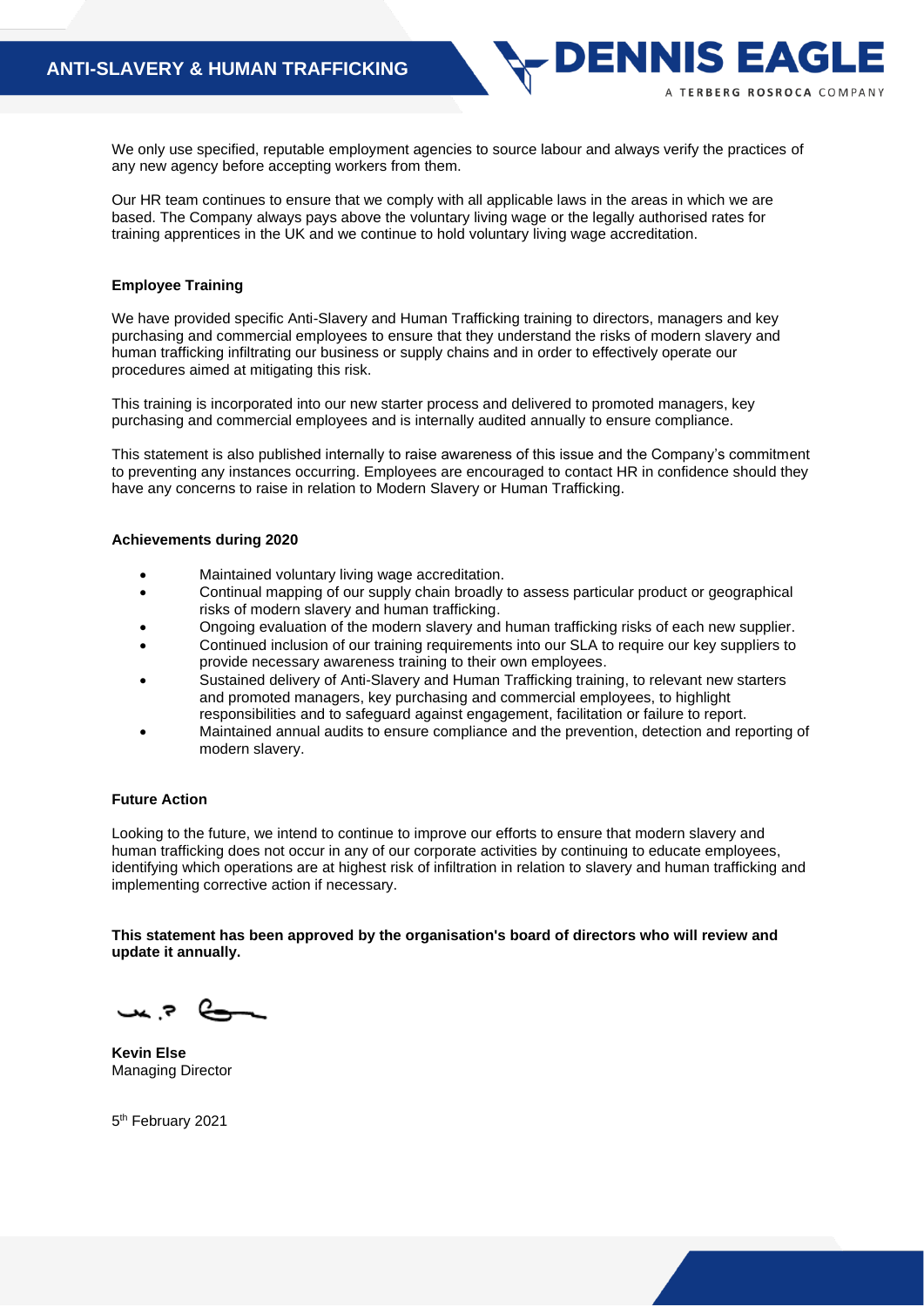We only use specified, reputable employment agencies to source labour and always verify the practices of any new agency before accepting workers from them.

Our HR team continues to ensure that we comply with all applicable laws in the areas in which we are based. The Company always pays above the voluntary living wage or the legally authorised rates for training apprentices in the UK and we continue to hold voluntary living wage accreditation.

**Employee Training**

We have provided specific Anti-Slavery and Human Trafficking training to directors, managers and key purchasing and commercial employees to ensure that they understand the risks of modern slavery and human trafficking infiltrating our business or supply chains and in order to effectively operate our procedures aimed at mitigating this risk.

This training is incorporated into our new starter process and delivered to promoted managers, key purchasing and commercial employees and is internally audited annually to ensure compliance.

This statement is also published internally to raise awareness of this issue and the Company's commitment to preventing any instances occurring. Employees are encouraged to contact HR in confidence should they have any concerns to raise in relation to Modern Slavery or Human Trafficking.

**Achievements during 2020**

- Maintained voluntary living wage accreditation.
- Continual mapping of our supply chain broadly to assess particular product or geographical risks of modern slavery and human trafficking.
- Ongoing evaluation of the modern slavery and human trafficking risks of each new supplier.
- Continued inclusion of our training requirements into our SLA to require our key suppliers to provide necessary awareness training to their own employees.
- Sustained delivery of Anti-Slavery and Human Trafficking training, to relevant new starters and promoted managers, key purchasing and commercial employees, to highlight responsibilities and to safeguard against engagement, facilitation or failure to report.
- Maintained annual audits to ensure compliance and the prevention, detection and reporting of modern slavery.

**Future Action**

Looking to the future, we intend to continue to improve our efforts to ensure that modern slavery and human trafficking does not occur in any of our corporate activities by continuing to educate employees, identifying which operations are at highest risk of infiltration in relation to slavery and human trafficking and implementing corrective action if necessary.

**This statement has been approved by the organisation's board of directors who will review and update it annually.**

**Kevin Else**
Managing Director

5th February 2021